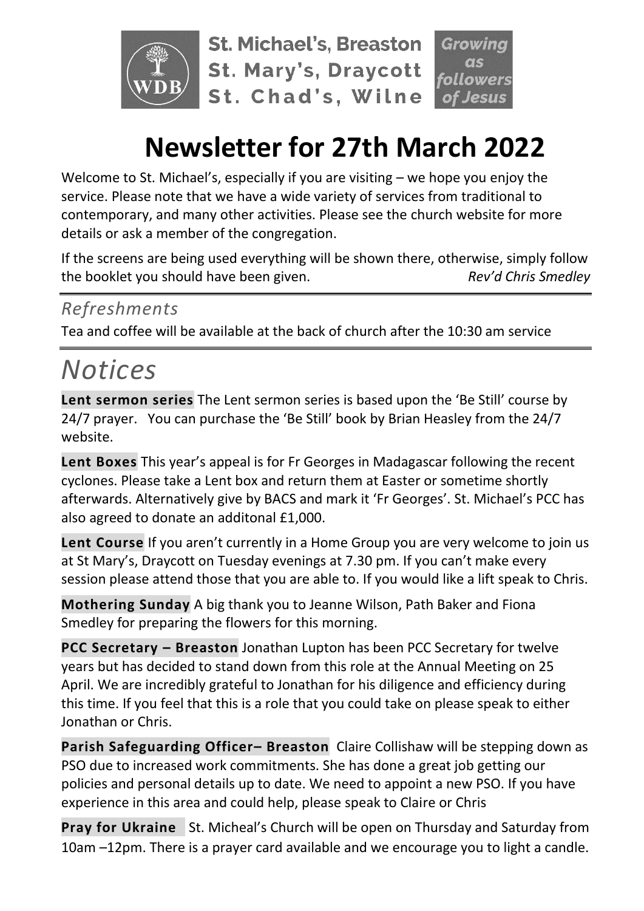St. Michael's, Breaston
St. Mary's, Draycott
St. Chad's, Wilne

Growing as followers of Jesus

# Newsletter for 27th March 2022

Welcome to St. Michael's, especially if you are visiting – we hope you enjoy the service. Please note that we have a wide variety of services from traditional to contemporary, and many other activities. Please see the church website for more details or ask a member of the congregation.

If the screens are being used everything will be shown there, otherwise, simply follow the booklet you should have been given. *Rev'd Chris Smedley*

## *Refreshments*

Tea and coffee will be available at the back of church after the 10:30 am service

# *Notices*

**Lent sermon series** The Lent sermon series is based upon the 'Be Still' course by 24/7 prayer. You can purchase the 'Be Still' book by Brian Heasley from the 24/7 website.

**Lent Boxes** This year's appeal is for Fr Georges in Madagascar following the recent cyclones. Please take a Lent box and return them at Easter or sometime shortly afterwards. Alternatively give by BACS and mark it 'Fr Georges'. St. Michael's PCC has also agreed to donate an additonal £1,000.

**Lent Course** If you aren't currently in a Home Group you are very welcome to join us at St Mary's, Draycott on Tuesday evenings at 7.30 pm. If you can't make every session please attend those that you are able to. If you would like a lift speak to Chris.

**Mothering Sunday** A big thank you to Jeanne Wilson, Path Baker and Fiona Smedley for preparing the flowers for this morning.

**PCC Secretary – Breaston** Jonathan Lupton has been PCC Secretary for twelve years but has decided to stand down from this role at the Annual Meeting on 25 April. We are incredibly grateful to Jonathan for his diligence and efficiency during this time. If you feel that this is a role that you could take on please speak to either Jonathan or Chris.

**Parish Safeguarding Officer– Breaston** Claire Collishaw will be stepping down as PSO due to increased work commitments. She has done a great job getting our policies and personal details up to date. We need to appoint a new PSO. If you have experience in this area and could help, please speak to Claire or Chris

**Pray for Ukraine** St. Micheal's Church will be open on Thursday and Saturday from 10am –12pm. There is a prayer card available and we encourage you to light a candle.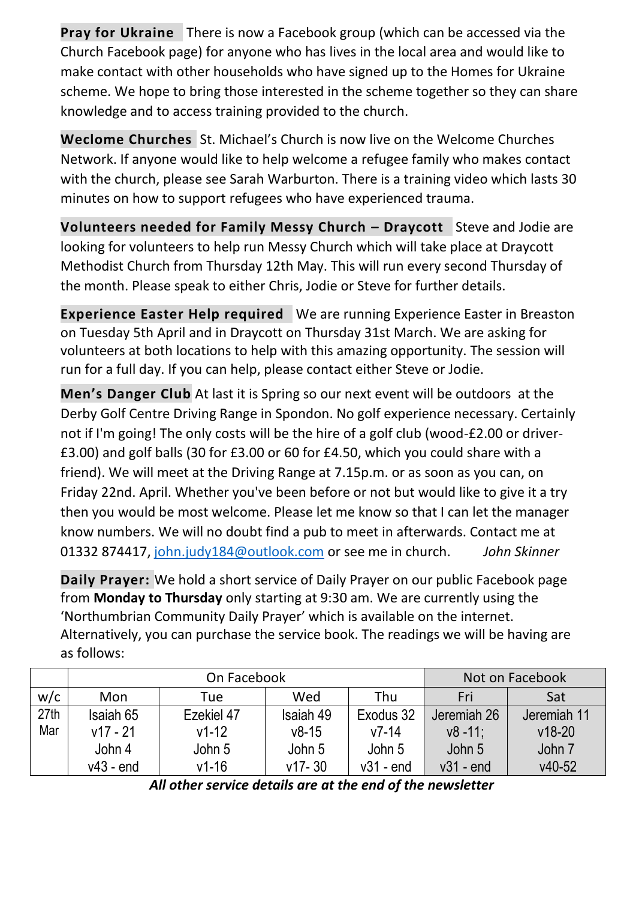**Pray for Ukraine** There is now a Facebook group (which can be accessed via the Church Facebook page) for anyone who has lives in the local area and would like to make contact with other households who have signed up to the Homes for Ukraine scheme. We hope to bring those interested in the scheme together so they can share knowledge and to access training provided to the church.

**Weclome Churches** St. Michael's Church is now live on the Welcome Churches Network. If anyone would like to help welcome a refugee family who makes contact with the church, please see Sarah Warburton. There is a training video which lasts 30 minutes on how to support refugees who have experienced trauma.

**Volunteers needed for Family Messy Church – Draycott** Steve and Jodie are looking for volunteers to help run Messy Church which will take place at Draycott Methodist Church from Thursday 12th May. This will run every second Thursday of the month. Please speak to either Chris, Jodie or Steve for further details.

**Experience Easter Help required** We are running Experience Easter in Breaston on Tuesday 5th April and in Draycott on Thursday 31st March. We are asking for volunteers at both locations to help with this amazing opportunity. The session will run for a full day. If you can help, please contact either Steve or Jodie.

**Men's Danger Club** At last it is Spring so our next event will be outdoors at the Derby Golf Centre Driving Range in Spondon. No golf experience necessary. Certainly not if I'm going! The only costs will be the hire of a golf club (wood-£2.00 or driver-£3.00) and golf balls (30 for £3.00 or 60 for £4.50, which you could share with a friend). We will meet at the Driving Range at 7.15p.m. or as soon as you can, on Friday 22nd. April. Whether you've been before or not but would like to give it a try then you would be most welcome. Please let me know so that I can let the manager know numbers. We will no doubt find a pub to meet in afterwards. Contact me at 01332 874417, john.judy184@outlook.com or see me in church. *John Skinner*

**Daily Prayer:** We hold a short service of Daily Prayer on our public Facebook page from **Monday to Thursday** only starting at 9:30 am. We are currently using the 'Northumbrian Community Daily Prayer' which is available on the internet. Alternatively, you can purchase the service book. The readings we will be having are as follows:

| | On Facebook | | | | Not on Facebook | |
|---|---|---|---|---|---|---|
| w/c | Mon | Tue | Wed | Thu | Fri | Sat |
| 27th Mar | Isaiah 65 v17 - 21 John 4 v43 - end | Ezekiel 47 v1-12 John 5 v1-16 | Isaiah 49 v8-15 John 5 v17- 30 | Exodus 32 v7-14 John 5 v31 - end | Jeremiah 26 v8 -11; John 5 v31 - end | Jeremiah 11 v18-20 John 7 v40-52 |

***All other service details are at the end of the newsletter***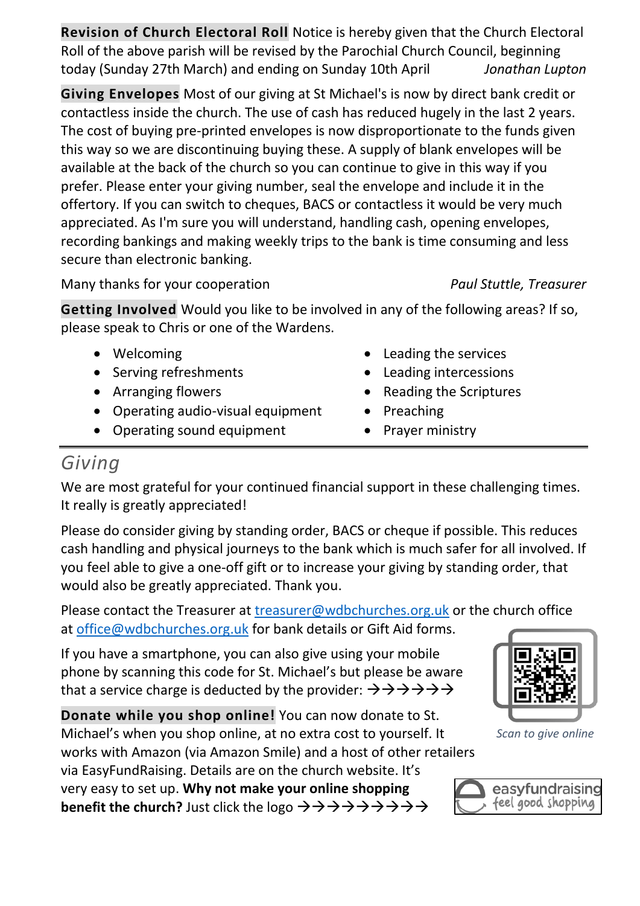**Revision of Church Electoral Roll** Notice is hereby given that the Church Electoral Roll of the above parish will be revised by the Parochial Church Council, beginning today (Sunday 27th March) and ending on Sunday 10th April *Jonathan Lupton*

**Giving Envelopes** Most of our giving at St Michael's is now by direct bank credit or contactless inside the church. The use of cash has reduced hugely in the last 2 years. The cost of buying pre-printed envelopes is now disproportionate to the funds given this way so we are discontinuing buying these. A supply of blank envelopes will be available at the back of the church so you can continue to give in this way if you prefer. Please enter your giving number, seal the envelope and include it in the offertory. If you can switch to cheques, BACS or contactless it would be very much appreciated. As I'm sure you will understand, handling cash, opening envelopes, recording bankings and making weekly trips to the bank is time consuming and less secure than electronic banking.

Many thanks for your cooperation *Paul Stuttle, Treasurer*

**Getting Involved** Would you like to be involved in any of the following areas? If so, please speak to Chris or one of the Wardens.

- Welcoming
- Serving refreshments
- Arranging flowers
- Operating audio-visual equipment
- Operating sound equipment
- Leading the services
- Leading intercessions
- Reading the Scriptures
- Preaching
- Prayer ministry

## *Giving*

We are most grateful for your continued financial support in these challenging times. It really is greatly appreciated!

Please do consider giving by standing order, BACS or cheque if possible. This reduces cash handling and physical journeys to the bank which is much safer for all involved. If you feel able to give a one-off gift or to increase your giving by standing order, that would also be greatly appreciated. Thank you.

Please contact the Treasurer at treasurer@wdbchurches.org.uk or the church office at office@wdbchurches.org.uk for bank details or Gift Aid forms.

If you have a smartphone, you can also give using your mobile phone by scanning this code for St. Michael's but please be aware that a service charge is deducted by the provider: →→→→→→

*Scan to give online*

**Donate while you shop online!** You can now donate to St. Michael's when you shop online, at no extra cost to yourself. It works with Amazon (via Amazon Smile) and a host of other retailers via EasyFundRaising. Details are on the church website. It's very easy to set up. **Why not make your online shopping benefit the church?** Just click the logo →→→→→→→→→

easyfundraising feel good shopping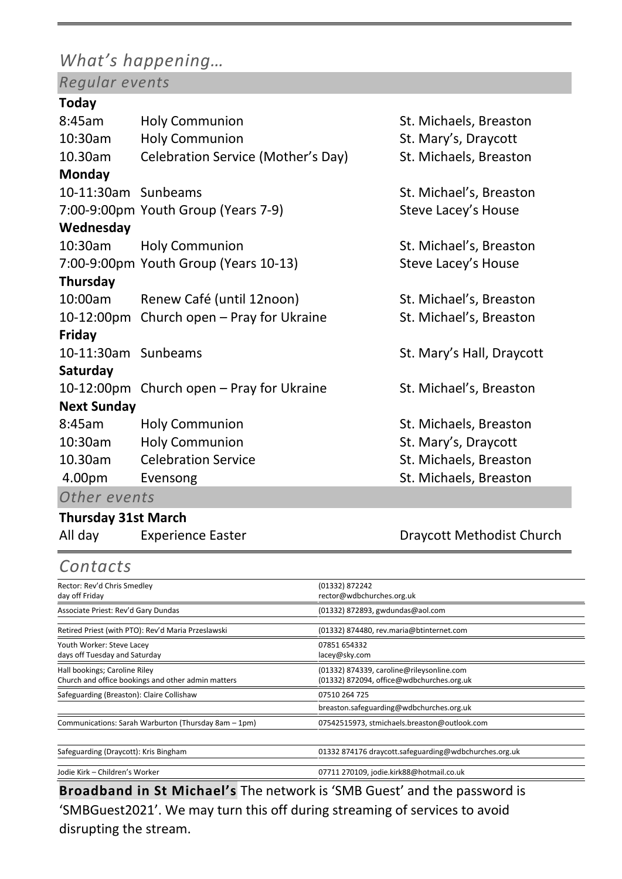# *What's happening…*

## *Regular events*

| | | |
|---|---|---|
| **Today** | | |
| 8:45am | Holy Communion | St. Michaels, Breaston |
| 10:30am | Holy Communion | St. Mary's, Draycott |
| 10.30am | Celebration Service (Mother's Day) | St. Michaels, Breaston |
| **Monday** | | |
| 10-11:30am | Sunbeams | St. Michael's, Breaston |
| 7:00-9:00pm | Youth Group (Years 7-9) | Steve Lacey's House |
| **Wednesday** | | |
| 10:30am | Holy Communion | St. Michael's, Breaston |
| 7:00-9:00pm | Youth Group (Years 10-13) | Steve Lacey's House |
| **Thursday** | | |
| 10:00am | Renew Café (until 12noon) | St. Michael's, Breaston |
| 10-12:00pm | Church open – Pray for Ukraine | St. Michael's, Breaston |
| **Friday** | | |
| 10-11:30am | Sunbeams | St. Mary's Hall, Draycott |
| **Saturday** | | |
| 10-12:00pm | Church open – Pray for Ukraine | St. Michael's, Breaston |
| **Next Sunday** | | |
| 8:45am | Holy Communion | St. Michaels, Breaston |
| 10:30am | Holy Communion | St. Mary's, Draycott |
| 10.30am | Celebration Service | St. Michaels, Breaston |
| 4.00pm | Evensong | St. Michaels, Breaston |

## *Other events*

| | | |
|---|---|---|
| **Thursday 31st March** | | |
| All day | Experience Easter | Draycott Methodist Church |

# *Contacts*

| | |
|---|---|
| Rector: Rev'd Chris Smedley<br>day off Friday | (01332) 872242<br>rector@wdbchurches.org.uk |
| Associate Priest: Rev'd Gary Dundas | (01332) 872893, gwdundas@aol.com |
| Retired Priest (with PTO): Rev'd Maria Przeslawski | (01332) 874480, rev.maria@btinternet.com |
| Youth Worker: Steve Lacey<br>days off Tuesday and Saturday | 07851 654332<br>lacey@sky.com |
| Hall bookings; Caroline Riley<br>Church and office bookings and other admin matters | (01332) 874339, caroline@rileysonline.com<br>(01332) 872094, office@wdbchurches.org.uk |
| Safeguarding (Breaston): Claire Collishaw | 07510 264 725 |
| | breaston.safeguarding@wdbchurches.org.uk |
| Communications: Sarah Warburton (Thursday 8am – 1pm) | 07542515973, stmichaels.breaston@outlook.com |
| Safeguarding (Draycott): Kris Bingham | 01332 874176 draycott.safeguarding@wdbchurches.org.uk |
| Jodie Kirk – Children's Worker | 07711 270109, jodie.kirk88@hotmail.co.uk |

**Broadband in St Michael's** The network is 'SMB Guest' and the password is 'SMBGuest2021'. We may turn this off during streaming of services to avoid disrupting the stream.